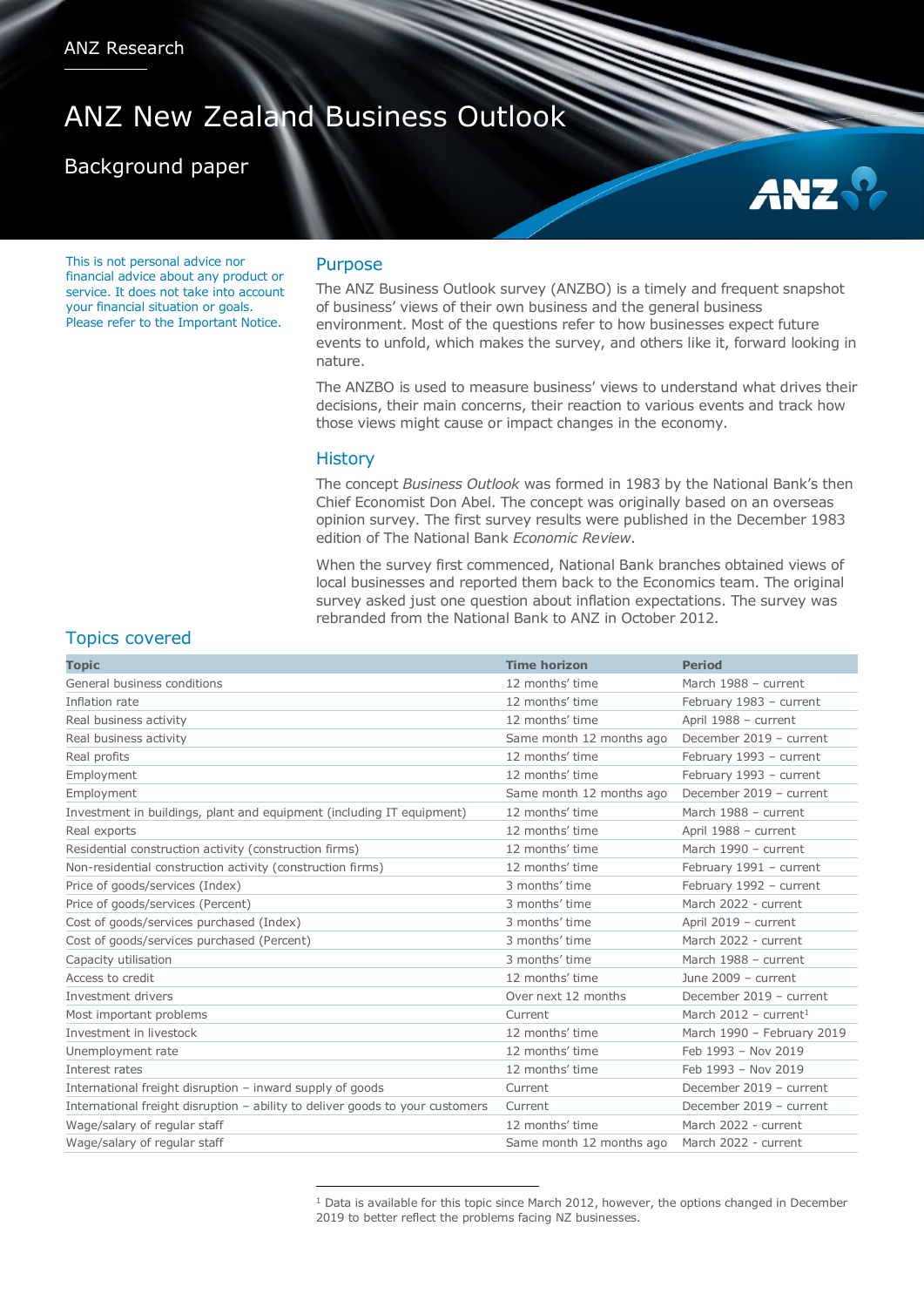ANZ Research

# ANZ New Zealand Business Outlook

## Background paper

This is not personal advice nor financial advice about any product or service. It does not take into account your financial situation or goals. Please refer to the Important Notice.

## Purpose

The ANZ Business Outlook survey (ANZBO) is a timely and frequent snapshot of business' views of their own business and the general business environment. Most of the questions refer to how businesses expect future events to unfold, which makes the survey, and others like it, forward looking in nature.

The ANZBO is used to measure business' views to understand what drives their decisions, their main concerns, their reaction to various events and track how those views might cause or impact changes in the economy.

## History

The concept *Business Outlook* was formed in 1983 by the National Bank's then Chief Economist Don Abel. The concept was originally based on an overseas opinion survey. The first survey results were published in the December 1983 edition of The National Bank *Economic Review*.

When the survey first commenced, National Bank branches obtained views of local businesses and reported them back to the Economics team. The original survey asked just one question about inflation expectations. The survey was rebranded from the National Bank to ANZ in October 2012.

## Topics covered

| Topic | Time horizon | Period |
|---|---|---|
| General business conditions | 12 months' time | March 1988 – current |
| Inflation rate | 12 months' time | February 1983 – current |
| Real business activity | 12 months' time | April 1988 – current |
| Real business activity | Same month 12 months ago | December 2019 – current |
| Real profits | 12 months' time | February 1993 – current |
| Employment | 12 months' time | February 1993 – current |
| Employment | Same month 12 months ago | December 2019 – current |
| Investment in buildings, plant and equipment (including IT equipment) | 12 months' time | March 1988 – current |
| Real exports | 12 months' time | April 1988 – current |
| Residential construction activity (construction firms) | 12 months' time | March 1990 – current |
| Non-residential construction activity (construction firms) | 12 months' time | February 1991 – current |
| Price of goods/services (Index) | 3 months' time | February 1992 – current |
| Price of goods/services (Percent) | 3 months' time | March 2022 - current |
| Cost of goods/services purchased (Index) | 3 months' time | April 2019 – current |
| Cost of goods/services purchased (Percent) | 3 months' time | March 2022 - current |
| Capacity utilisation | 3 months' time | March 1988 – current |
| Access to credit | 12 months' time | June 2009 – current |
| Investment drivers | Over next 12 months | December 2019 – current |
| Most important problems | Current | March 2012 – current[1] |
| Investment in livestock | 12 months' time | March 1990 – February 2019 |
| Unemployment rate | 12 months' time | Feb 1993 – Nov 2019 |
| Interest rates | 12 months' time | Feb 1993 – Nov 2019 |
| International freight disruption – inward supply of goods | Current | December 2019 – current |
| International freight disruption – ability to deliver goods to your customers | Current | December 2019 – current |
| Wage/salary of regular staff | 12 months' time | March 2022 - current |
| Wage/salary of regular staff | Same month 12 months ago | March 2022 - current |

[1] Data is available for this topic since March 2012, however, the options changed in December 2019 to better reflect the problems facing NZ businesses.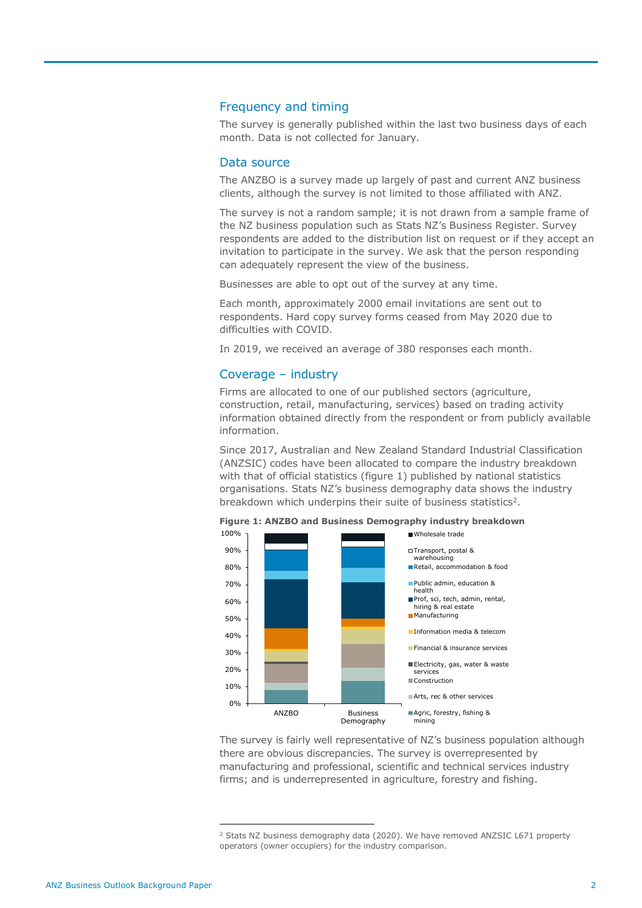## Frequency and timing

The survey is generally published within the last two business days of each month. Data is not collected for January.

## Data source

The ANZBO is a survey made up largely of past and current ANZ business clients, although the survey is not limited to those affiliated with ANZ.

The survey is not a random sample; it is not drawn from a sample frame of the NZ business population such as Stats NZ's Business Register. Survey respondents are added to the distribution list on request or if they accept an invitation to participate in the survey. We ask that the person responding can adequately represent the view of the business.

Businesses are able to opt out of the survey at any time.

Each month, approximately 2000 email invitations are sent out to respondents. Hard copy survey forms ceased from May 2020 due to difficulties with COVID.

In 2019, we received an average of 380 responses each month.

## Coverage – industry

Firms are allocated to one of our published sectors (agriculture, construction, retail, manufacturing, services) based on trading activity information obtained directly from the respondent or from publicly available information.

Since 2017, Australian and New Zealand Standard Industrial Classification (ANZSIC) codes have been allocated to compare the industry breakdown with that of official statistics (figure 1) published by national statistics organisations. Stats NZ's business demography data shows the industry breakdown which underpins their suite of business statistics[2].

**Figure 1: ANZBO and Business Demography industry breakdown**

The survey is fairly well representative of NZ's business population although there are obvious discrepancies. The survey is overrepresented by manufacturing and professional, scientific and technical services industry firms; and is underrepresented in agriculture, forestry and fishing.

[2] Stats NZ business demography data (2020). We have removed ANZSIC L671 property operators (owner occupiers) for the industry comparison.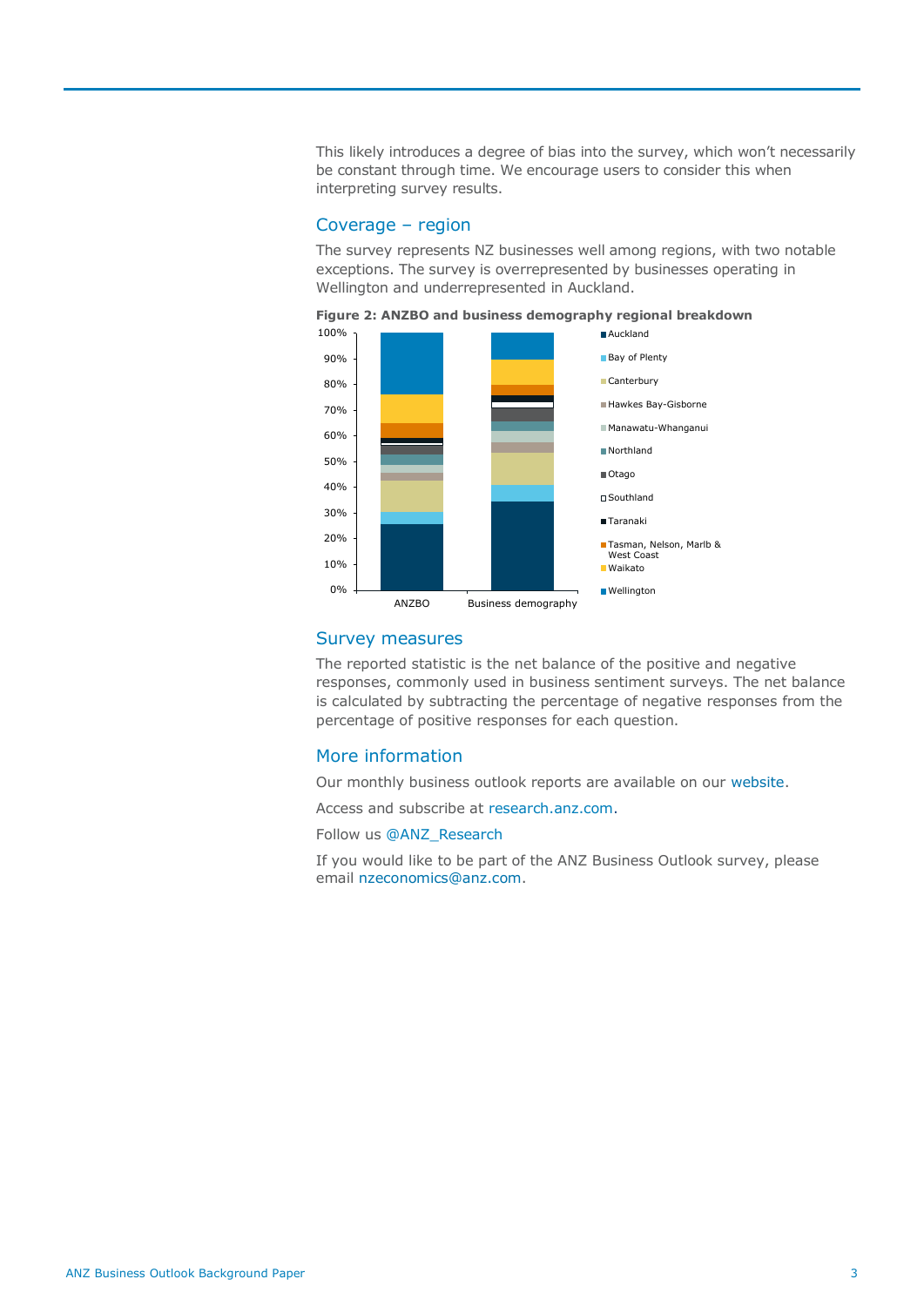This likely introduces a degree of bias into the survey, which won't necessarily be constant through time. We encourage users to consider this when interpreting survey results.

## Coverage – region

The survey represents NZ businesses well among regions, with two notable exceptions. The survey is overrepresented by businesses operating in Wellington and underrepresented in Auckland.

**Figure 2: ANZBO and business demography regional breakdown**

## Survey measures

The reported statistic is the net balance of the positive and negative responses, commonly used in business sentiment surveys. The net balance is calculated by subtracting the percentage of negative responses from the percentage of positive responses for each question.

## More information

Our monthly business outlook reports are available on our website.

Access and subscribe at research.anz.com.

Follow us @ANZ_Research

If you would like to be part of the ANZ Business Outlook survey, please email nzeconomics@anz.com.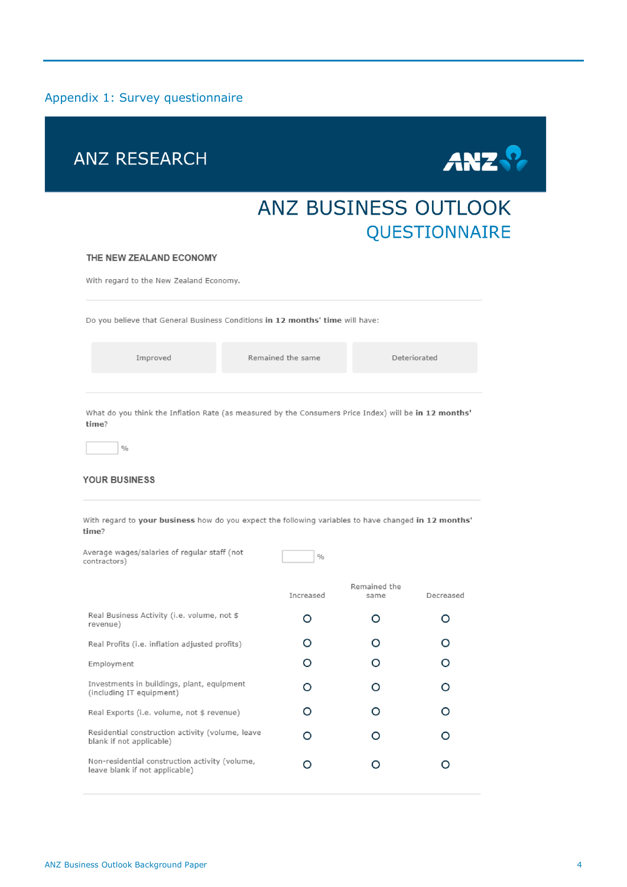## Appendix 1: Survey questionnaire

ANZ RESEARCH

# ANZ BUSINESS OUTLOOK QUESTIONNAIRE

### THE NEW ZEALAND ECONOMY

With regard to the New Zealand Economy.

Do you believe that General Business Conditions **in 12 months' time** will have:

| Improved | Remained the same | Deteriorated |
|---|---|---|

What do you think the Inflation Rate (as measured by the Consumers Price Index) will be **in 12 months' time**?

____ %

### YOUR BUSINESS

With regard to **your business** how do you expect the following variables to have changed **in 12 months' time**?

Average wages/salaries of regular staff (not contractors) ____ %

| | Increased | Remained the same | Decreased |
|---|---|---|---|
| Real Business Activity (i.e. volume, not $ revenue) | O | O | O |
| Real Profits (i.e. inflation adjusted profits) | O | O | O |
| Employment | O | O | O |
| Investments in buildings, plant, equipment (including IT equipment) | O | O | O |
| Real Exports (i.e. volume, not $ revenue) | O | O | O |
| Residential construction activity (volume, leave blank if not applicable) | O | O | O |
| Non-residential construction activity (volume, leave blank if not applicable) | O | O | O |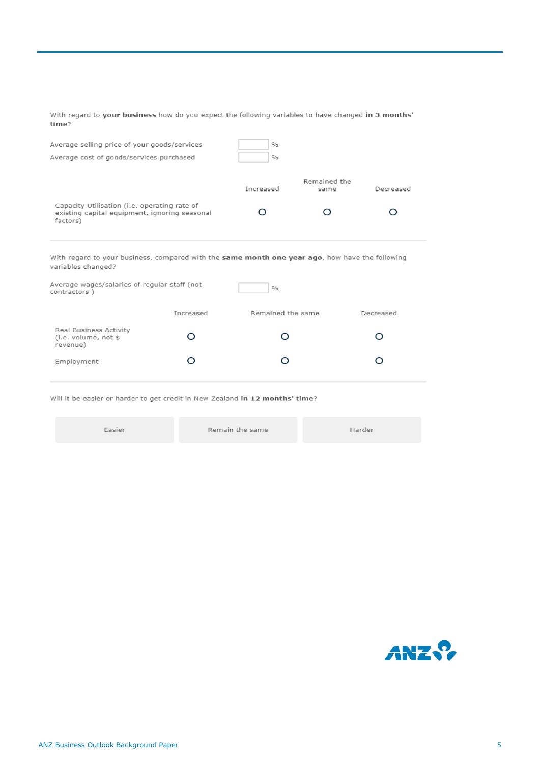With regard to **your business** how do you expect the following variables to have changed **in 3 months' time**?

| | |
|---|---|
| Average selling price of your goods/services | ____ % |
| Average cost of goods/services purchased | ____ % |

| | Increased | Remained the same | Decreased |
|---|---|---|---|
| Capacity Utilisation (i.e. operating rate of existing capital equipment, ignoring seasonal factors) | O | O | O |

With regard to your business, compared with the **same month one year ago**, how have the following variables changed?

| | |
|---|---|
| Average wages/salaries of regular staff (not contractors ) | ____ % |

| | Increased | Remained the same | Decreased |
|---|---|---|---|
| Real Business Activity (i.e. volume, not $ revenue) | O | O | O |
| Employment | O | O | O |

Will it be easier or harder to get credit in New Zealand **in 12 months' time**?

| Easier | Remain the same | Harder |
|---|---|---|

ANZ Business Outlook Background Paper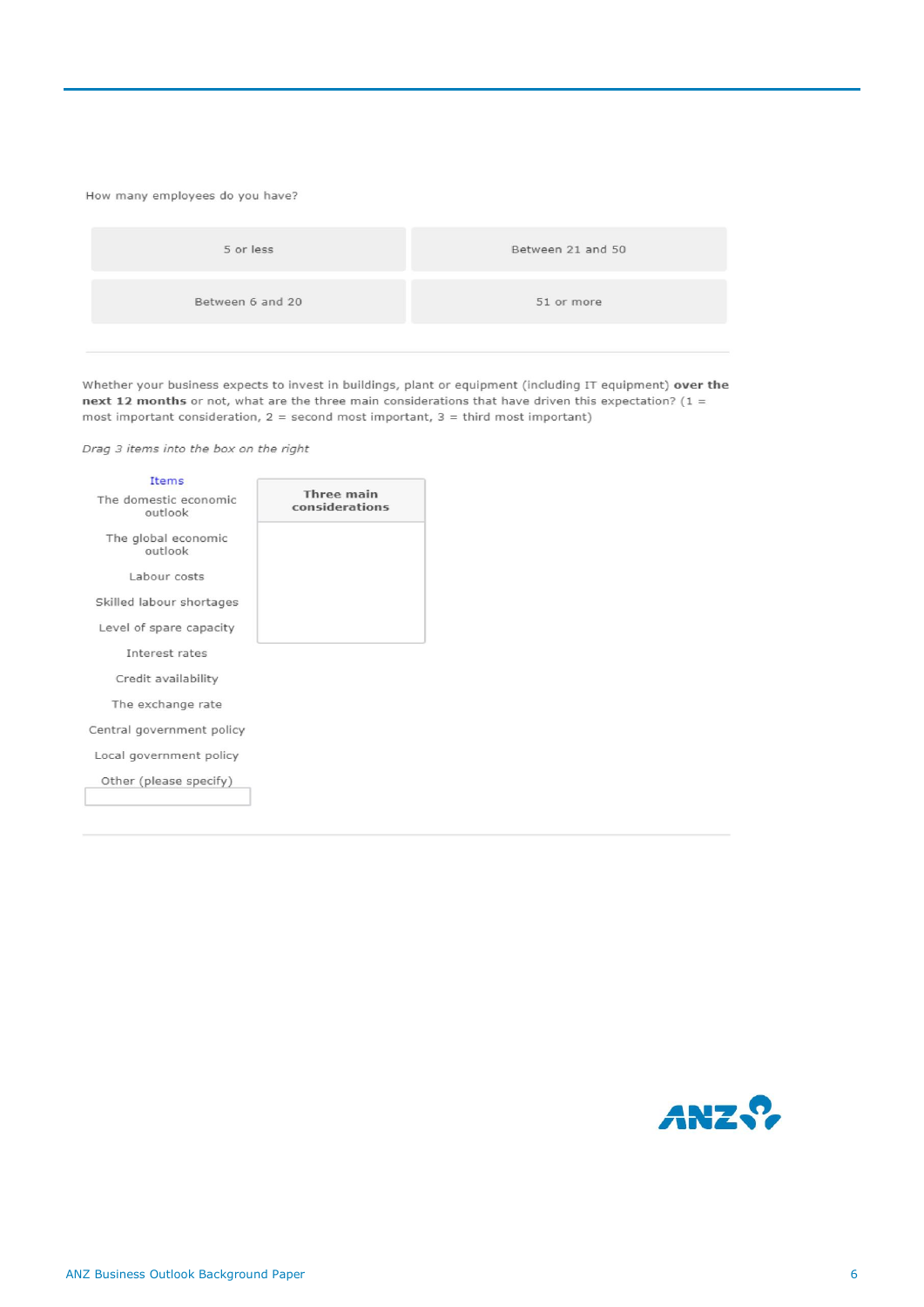How many employees do you have?

| 5 or less | Between 21 and 50 |
| --- | --- |
| Between 6 and 20 | 51 or more |

Whether your business expects to invest in buildings, plant or equipment (including IT equipment) **over the next 12 months** or not, what are the three main considerations that have driven this expectation? (1 = most important consideration, 2 = second most important, 3 = third most important)

*Drag 3 items into the box on the right*

| Items | Three main considerations |
| --- | --- |
| The domestic economic outlook | |
| The global economic outlook | |
| Labour costs | |
| Skilled labour shortages | |
| Level of spare capacity | |
| Interest rates | |
| Credit availability | |
| The exchange rate | |
| Central government policy | |
| Local government policy | |
| Other (please specify) | |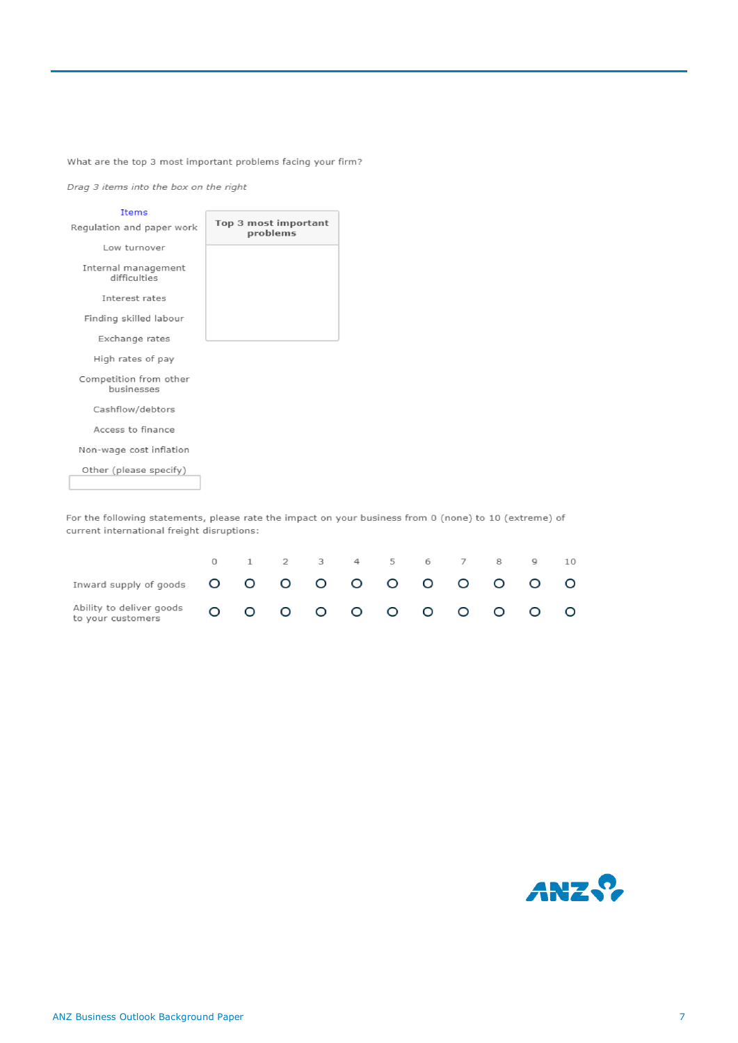What are the top 3 most important problems facing your firm?

*Drag 3 items into the box on the right*

| Items | Top 3 most important problems |
|---|---|
| Regulation and paper work | |
| Low turnover | |
| Internal management difficulties | |
| Interest rates | |
| Finding skilled labour | |
| Exchange rates | |
| High rates of pay | |
| Competition from other businesses | |
| Cashflow/debtors | |
| Access to finance | |
| Non-wage cost inflation | |
| Other (please specify) | |

For the following statements, please rate the impact on your business from 0 (none) to 10 (extreme) of current international freight disruptions:

| | 0 | 1 | 2 | 3 | 4 | 5 | 6 | 7 | 8 | 9 | 10 |
|---|---|---|---|---|---|---|---|---|---|---|---|
| Inward supply of goods | O | O | O | O | O | O | O | O | O | O | O |
| Ability to deliver goods to your customers | O | O | O | O | O | O | O | O | O | O | O |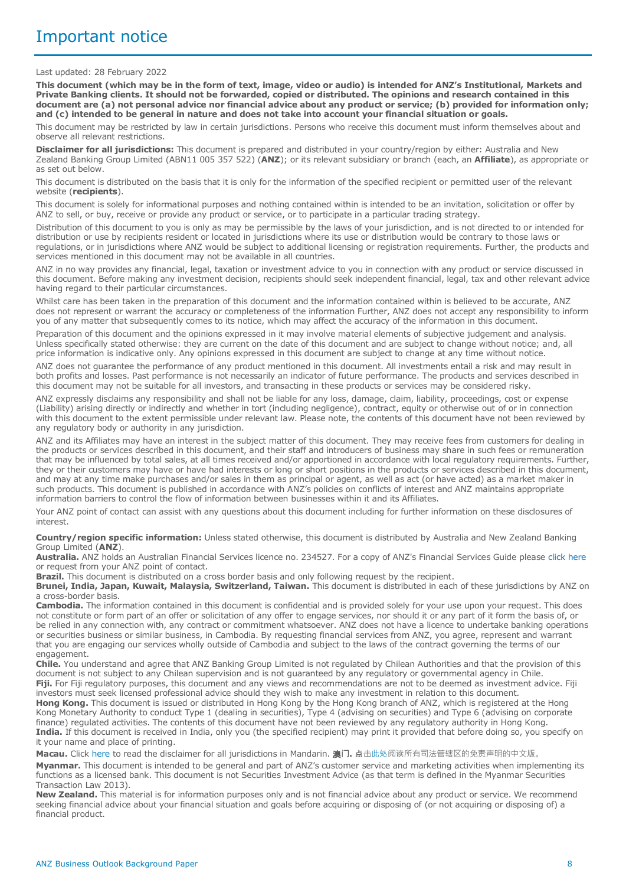# Important notice

Last updated: 28 February 2022

**This document (which may be in the form of text, image, video or audio) is intended for ANZ's Institutional, Markets and Private Banking clients. It should not be forwarded, copied or distributed. The opinions and research contained in this document are (a) not personal advice nor financial advice about any product or service; (b) provided for information only; and (c) intended to be general in nature and does not take into account your financial situation or goals.**

This document may be restricted by law in certain jurisdictions. Persons who receive this document must inform themselves about and observe all relevant restrictions.

**Disclaimer for all jurisdictions:** This document is prepared and distributed in your country/region by either: Australia and New Zealand Banking Group Limited (ABN11 005 357 522) (**ANZ**); or its relevant subsidiary or branch (each, an **Affiliate**), as appropriate or as set out below.

This document is distributed on the basis that it is only for the information of the specified recipient or permitted user of the relevant website (**recipients**).

This document is solely for informational purposes and nothing contained within is intended to be an invitation, solicitation or offer by ANZ to sell, or buy, receive or provide any product or service, or to participate in a particular trading strategy.

Distribution of this document to you is only as may be permissible by the laws of your jurisdiction, and is not directed to or intended for distribution or use by recipients resident or located in jurisdictions where its use or distribution would be contrary to those laws or regulations, or in jurisdictions where ANZ would be subject to additional licensing or registration requirements. Further, the products and services mentioned in this document may not be available in all countries.

ANZ in no way provides any financial, legal, taxation or investment advice to you in connection with any product or service discussed in this document. Before making any investment decision, recipients should seek independent financial, legal, tax and other relevant advice having regard to their particular circumstances.

Whilst care has been taken in the preparation of this document and the information contained within is believed to be accurate, ANZ does not represent or warrant the accuracy or completeness of the information Further, ANZ does not accept any responsibility to inform you of any matter that subsequently comes to its notice, which may affect the accuracy of the information in this document.

Preparation of this document and the opinions expressed in it may involve material elements of subjective judgement and analysis. Unless specifically stated otherwise: they are current on the date of this document and are subject to change without notice; and, all price information is indicative only. Any opinions expressed in this document are subject to change at any time without notice.

ANZ does not guarantee the performance of any product mentioned in this document. All investments entail a risk and may result in both profits and losses. Past performance is not necessarily an indicator of future performance. The products and services described in this document may not be suitable for all investors, and transacting in these products or services may be considered risky.

ANZ expressly disclaims any responsibility and shall not be liable for any loss, damage, claim, liability, proceedings, cost or expense (Liability) arising directly or indirectly and whether in tort (including negligence), contract, equity or otherwise out of or in connection with this document to the extent permissible under relevant law. Please note, the contents of this document have not been reviewed by any regulatory body or authority in any jurisdiction.

ANZ and its Affiliates may have an interest in the subject matter of this document. They may receive fees from customers for dealing in the products or services described in this document, and their staff and introducers of business may share in such fees or remuneration that may be influenced by total sales, at all times received and/or apportioned in accordance with local regulatory requirements. Further, they or their customers may have or have had interests or long or short positions in the products or services described in this document, and may at any time make purchases and/or sales in them as principal or agent, as well as act (or have acted) as a market maker in such products. This document is published in accordance with ANZ's policies on conflicts of interest and ANZ maintains appropriate information barriers to control the flow of information between businesses within it and its Affiliates.

Your ANZ point of contact can assist with any questions about this document including for further information on these disclosures of interest.

**Country/region specific information:** Unless stated otherwise, this document is distributed by Australia and New Zealand Banking Group Limited (**ANZ**).

**Australia.** ANZ holds an Australian Financial Services licence no. 234527. For a copy of ANZ's Financial Services Guide please click here or request from your ANZ point of contact.

**Brazil.** This document is distributed on a cross border basis and only following request by the recipient.

**Brunei, India, Japan, Kuwait, Malaysia, Switzerland, Taiwan.** This document is distributed in each of these jurisdictions by ANZ on a cross-border basis.

**Cambodia.** The information contained in this document is confidential and is provided solely for your use upon your request. This does not constitute or form part of an offer or solicitation of any offer to engage services, nor should it or any part of it form the basis of, or be relied in any connection with, any contract or commitment whatsoever. ANZ does not have a licence to undertake banking operations or securities business or similar business, in Cambodia. By requesting financial services from ANZ, you agree, represent and warrant that you are engaging our services wholly outside of Cambodia and subject to the laws of the contract governing the terms of our engagement.

**Chile.** You understand and agree that ANZ Banking Group Limited is not regulated by Chilean Authorities and that the provision of this document is not subject to any Chilean supervision and is not guaranteed by any regulatory or governmental agency in Chile.

**Fiji.** For Fiji regulatory purposes, this document and any views and recommendations are not to be deemed as investment advice. Fiji investors must seek licensed professional advice should they wish to make any investment in relation to this document.

**Hong Kong.** This document is issued or distributed in Hong Kong by the Hong Kong branch of ANZ, which is registered at the Hong Kong Monetary Authority to conduct Type 1 (dealing in securities), Type 4 (advising on securities) and Type 6 (advising on corporate finance) regulated activities. The contents of this document have not been reviewed by any regulatory authority in Hong Kong.

**India.** If this document is received in India, only you (the specified recipient) may print it provided that before doing so, you specify on it your name and place of printing.

**Macau.** Click here to read the disclaimer for all jurisdictions in Mandarin. **澳门.** 点击此处阅读所有司法管辖区的免责声明的中文版。

**Myanmar.** This document is intended to be general and part of ANZ's customer service and marketing activities when implementing its functions as a licensed bank. This document is not Securities Investment Advice (as that term is defined in the Myanmar Securities Transaction Law 2013).

**New Zealand.** This material is for information purposes only and is not financial advice about any product or service. We recommend seeking financial advice about your financial situation and goals before acquiring or disposing of (or not acquiring or disposing of) a financial product.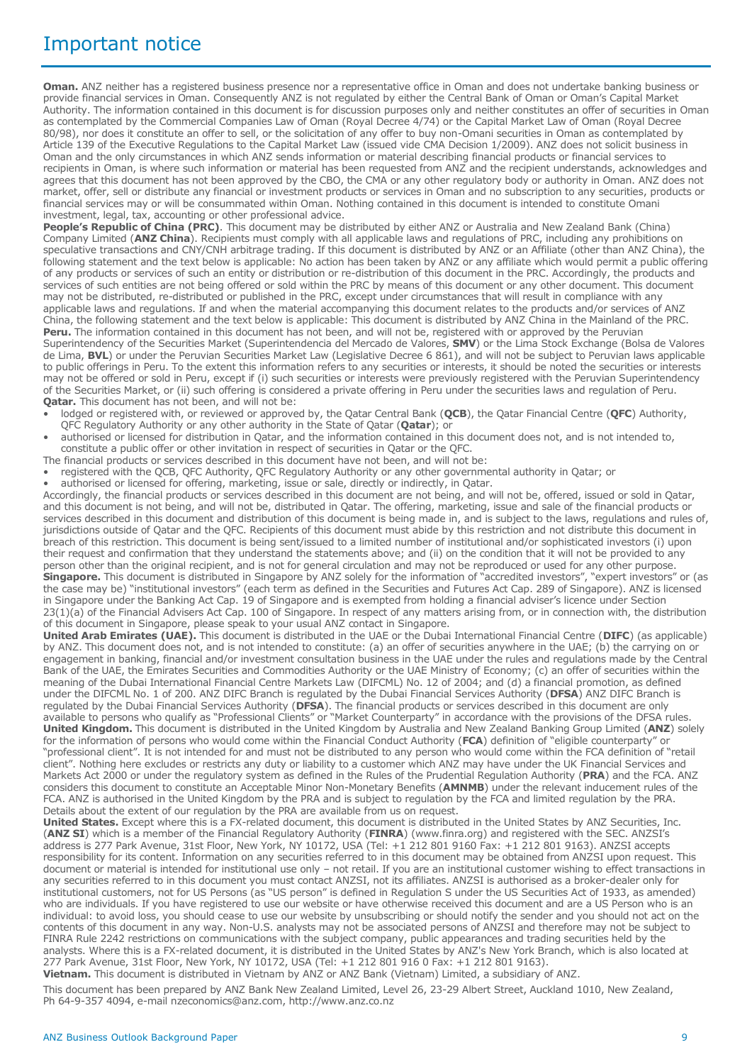# Important notice

**Oman.** ANZ neither has a registered business presence nor a representative office in Oman and does not undertake banking business or provide financial services in Oman. Consequently ANZ is not regulated by either the Central Bank of Oman or Oman's Capital Market Authority. The information contained in this document is for discussion purposes only and neither constitutes an offer of securities in Oman as contemplated by the Commercial Companies Law of Oman (Royal Decree 4/74) or the Capital Market Law of Oman (Royal Decree 80/98), nor does it constitute an offer to sell, or the solicitation of any offer to buy non-Omani securities in Oman as contemplated by Article 139 of the Executive Regulations to the Capital Market Law (issued vide CMA Decision 1/2009). ANZ does not solicit business in Oman and the only circumstances in which ANZ sends information or material describing financial products or financial services to recipients in Oman, is where such information or material has been requested from ANZ and the recipient understands, acknowledges and agrees that this document has not been approved by the CBO, the CMA or any other regulatory body or authority in Oman. ANZ does not market, offer, sell or distribute any financial or investment products or services in Oman and no subscription to any securities, products or financial services may or will be consummated within Oman. Nothing contained in this document is intended to constitute Omani investment, legal, tax, accounting or other professional advice.

**People's Republic of China (PRC)**. This document may be distributed by either ANZ or Australia and New Zealand Bank (China) Company Limited (**ANZ China**). Recipients must comply with all applicable laws and regulations of PRC, including any prohibitions on speculative transactions and CNY/CNH arbitrage trading. If this document is distributed by ANZ or an Affiliate (other than ANZ China), the following statement and the text below is applicable: No action has been taken by ANZ or any affiliate which would permit a public offering of any products or services of such an entity or distribution or re-distribution of this document in the PRC. Accordingly, the products and services of such entities are not being offered or sold within the PRC by means of this document or any other document. This document may not be distributed, re-distributed or published in the PRC, except under circumstances that will result in compliance with any applicable laws and regulations. If and when the material accompanying this document relates to the products and/or services of ANZ China, the following statement and the text below is applicable: This document is distributed by ANZ China in the Mainland of the PRC.

**Peru.** The information contained in this document has not been, and will not be, registered with or approved by the Peruvian Superintendency of the Securities Market (Superintendencia del Mercado de Valores, **SMV**) or the Lima Stock Exchange (Bolsa de Valores de Lima, **BVL**) or under the Peruvian Securities Market Law (Legislative Decree 6 861), and will not be subject to Peruvian laws applicable to public offerings in Peru. To the extent this information refers to any securities or interests, it should be noted the securities or interests may not be offered or sold in Peru, except if (i) such securities or interests were previously registered with the Peruvian Superintendency of the Securities Market, or (ii) such offering is considered a private offering in Peru under the securities laws and regulation of Peru.

**Qatar.** This document has not been, and will not be:

- lodged or registered with, or reviewed or approved by, the Qatar Central Bank (**QCB**), the Qatar Financial Centre (**QFC**) Authority, QFC Regulatory Authority or any other authority in the State of Qatar (**Qatar**); or
- authorised or licensed for distribution in Qatar, and the information contained in this document does not, and is not intended to, constitute a public offer or other invitation in respect of securities in Qatar or the QFC.

The financial products or services described in this document have not been, and will not be:

- registered with the QCB, QFC Authority, QFC Regulatory Authority or any other governmental authority in Qatar; or
- authorised or licensed for offering, marketing, issue or sale, directly or indirectly, in Qatar.

Accordingly, the financial products or services described in this document are not being, and will not be, offered, issued or sold in Qatar, and this document is not being, and will not be, distributed in Qatar. The offering, marketing, issue and sale of the financial products or services described in this document and distribution of this document is being made in, and is subject to the laws, regulations and rules of, jurisdictions outside of Qatar and the QFC. Recipients of this document must abide by this restriction and not distribute this document in breach of this restriction. This document is being sent/issued to a limited number of institutional and/or sophisticated investors (i) upon their request and confirmation that they understand the statements above; and (ii) on the condition that it will not be provided to any person other than the original recipient, and is not for general circulation and may not be reproduced or used for any other purpose.

**Singapore.** This document is distributed in Singapore by ANZ solely for the information of "accredited investors", "expert investors" or (as the case may be) "institutional investors" (each term as defined in the Securities and Futures Act Cap. 289 of Singapore). ANZ is licensed in Singapore under the Banking Act Cap. 19 of Singapore and is exempted from holding a financial adviser's licence under Section 23(1)(a) of the Financial Advisers Act Cap. 100 of Singapore. In respect of any matters arising from, or in connection with, the distribution of this document in Singapore, please speak to your usual ANZ contact in Singapore.

**United Arab Emirates (UAE).** This document is distributed in the UAE or the Dubai International Financial Centre (**DIFC**) (as applicable) by ANZ. This document does not, and is not intended to constitute: (a) an offer of securities anywhere in the UAE; (b) the carrying on or engagement in banking, financial and/or investment consultation business in the UAE under the rules and regulations made by the Central Bank of the UAE, the Emirates Securities and Commodities Authority or the UAE Ministry of Economy; (c) an offer of securities within the meaning of the Dubai International Financial Centre Markets Law (DIFCML) No. 12 of 2004; and (d) a financial promotion, as defined under the DIFCML No. 1 of 200. ANZ DIFC Branch is regulated by the Dubai Financial Services Authority (**DFSA**) ANZ DIFC Branch is regulated by the Dubai Financial Services Authority (**DFSA**). The financial products or services described in this document are only available to persons who qualify as "Professional Clients" or "Market Counterparty" in accordance with the provisions of the DFSA rules.

**United Kingdom.** This document is distributed in the United Kingdom by Australia and New Zealand Banking Group Limited (**ANZ**) solely for the information of persons who would come within the Financial Conduct Authority (**FCA**) definition of "eligible counterparty" or "professional client". It is not intended for and must not be distributed to any person who would come within the FCA definition of "retail client". Nothing here excludes or restricts any duty or liability to a customer which ANZ may have under the UK Financial Services and Markets Act 2000 or under the regulatory system as defined in the Rules of the Prudential Regulation Authority (**PRA**) and the FCA. ANZ considers this document to constitute an Acceptable Minor Non-Monetary Benefits (**AMNMB**) under the relevant inducement rules of the FCA. ANZ is authorised in the United Kingdom by the PRA and is subject to regulation by the FCA and limited regulation by the PRA. Details about the extent of our regulation by the PRA are available from us on request.

**United States.** Except where this is a FX-related document, this document is distributed in the United States by ANZ Securities, Inc. (**ANZ SI**) which is a member of the Financial Regulatory Authority (**FINRA**) (www.finra.org) and registered with the SEC. ANZSI's address is 277 Park Avenue, 31st Floor, New York, NY 10172, USA (Tel: +1 212 801 9160 Fax: +1 212 801 9163). ANZSI accepts responsibility for its content. Information on any securities referred to in this document may be obtained from ANZSI upon request. This document or material is intended for institutional use only – not retail. If you are an institutional customer wishing to effect transactions in any securities referred to in this document you must contact ANZSI, not its affiliates. ANZSI is authorised as a broker-dealer only for institutional customers, not for US Persons (as "US person" is defined in Regulation S under the US Securities Act of 1933, as amended) who are individuals. If you have registered to use our website or have otherwise received this document and are a US Person who is an individual: to avoid loss, you should cease to use our website by unsubscribing or should notify the sender and you should not act on the contents of this document in any way. Non-U.S. analysts may not be associated persons of ANZSI and therefore may not be subject to FINRA Rule 2242 restrictions on communications with the subject company, public appearances and trading securities held by the analysts. Where this is a FX-related document, it is distributed in the United States by ANZ's New York Branch, which is also located at 277 Park Avenue, 31st Floor, New York, NY 10172, USA (Tel: +1 212 801 916 0 Fax: +1 212 801 9163).

**Vietnam.** This document is distributed in Vietnam by ANZ or ANZ Bank (Vietnam) Limited, a subsidiary of ANZ.

This document has been prepared by ANZ Bank New Zealand Limited, Level 26, 23-29 Albert Street, Auckland 1010, New Zealand, Ph 64-9-357 4094, e-mail nzeconomics@anz.com, http://www.anz.co.nz